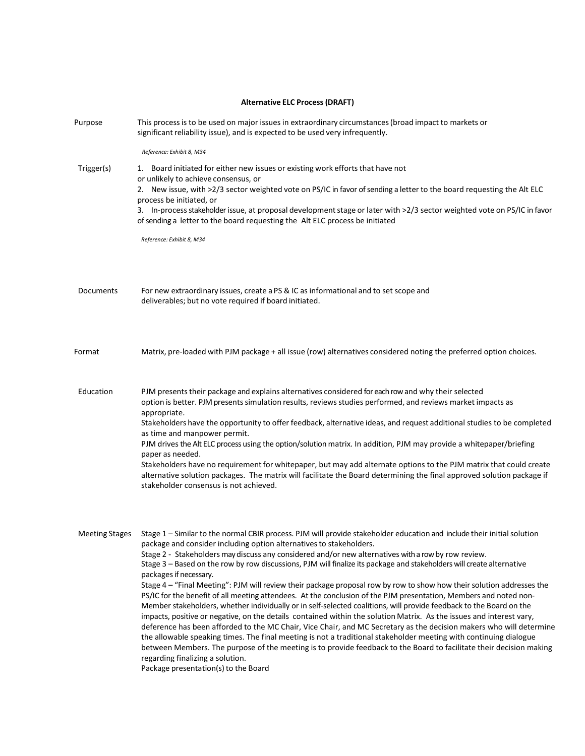# Alternative ELC Process (DRAFT)

**Purpose**

This process is to be used on major issues in extraordinary circumstances (broad impact to markets or significant reliability issue), and is expected to be used very infrequently.

*Reference: Exhibit 8, M34*

**Trigger(s)**

1. Board initiated for either new issues or existing work efforts that have not or unlikely to achieve consensus, or
2. New issue, with >2/3 sector weighted vote on PS/IC in favor of sending a letter to the board requesting the Alt ELC process be initiated, or
3. In-process stakeholder issue, at proposal development stage or later with >2/3 sector weighted vote on PS/IC in favor of sending a letter to the board requesting the Alt ELC process be initiated

*Reference: Exhibit 8, M34*

**Documents**

For new extraordinary issues, create a PS & IC as informational and to set scope and deliverables; but no vote required if board initiated.

**Format**

Matrix, pre-loaded with PJM package + all issue (row) alternatives considered noting the preferred option choices.

**Education**

PJM presents their package and explains alternatives considered for each row and why their selected option is better. PJM presents simulation results, reviews studies performed, and reviews market impacts as appropriate.

Stakeholders have the opportunity to offer feedback, alternative ideas, and request additional studies to be completed as time and manpower permit.

PJM drives the Alt ELC process using the option/solution matrix. In addition, PJM may provide a whitepaper/briefing paper as needed.

Stakeholders have no requirement for whitepaper, but may add alternate options to the PJM matrix that could create alternative solution packages. The matrix will facilitate the Board determining the final approved solution package if stakeholder consensus is not achieved.

**Meeting Stages**

Stage 1 – Similar to the normal CBIR process. PJM will provide stakeholder education and include their initial solution package and consider including option alternatives to stakeholders.

Stage 2 - Stakeholders may discuss any considered and/or new alternatives with a row by row review.

Stage 3 – Based on the row by row discussions, PJM will finalize its package and stakeholders will create alternative packages if necessary.

Stage 4 – "Final Meeting": PJM will review their package proposal row by row to show how their solution addresses the PS/IC for the benefit of all meeting attendees. At the conclusion of the PJM presentation, Members and noted non-Member stakeholders, whether individually or in self-selected coalitions, will provide feedback to the Board on the impacts, positive or negative, on the details contained within the solution Matrix. As the issues and interest vary, deference has been afforded to the MC Chair, Vice Chair, and MC Secretary as the decision makers who will determine the allowable speaking times. The final meeting is not a traditional stakeholder meeting with continuing dialogue between Members. The purpose of the meeting is to provide feedback to the Board to facilitate their decision making regarding finalizing a solution.

Package presentation(s) to the Board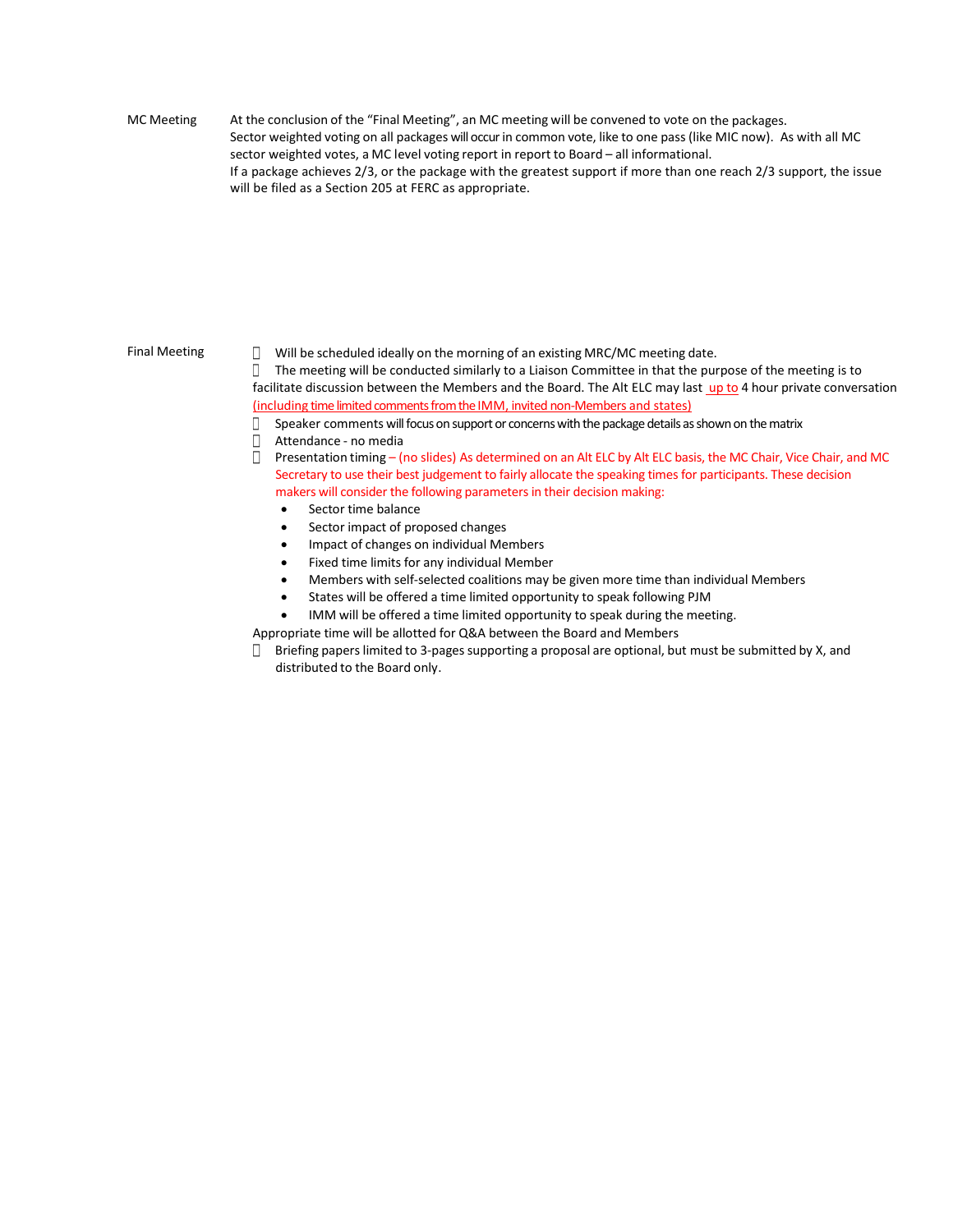**MC Meeting**

At the conclusion of the "Final Meeting", an MC meeting will be convened to vote on the packages. Sector weighted voting on all packages will occur in common vote, like to one pass (like MIC now). As with all MC sector weighted votes, a MC level voting report in report to Board – all informational.

If a package achieves 2/3, or the package with the greatest support if more than one reach 2/3 support, the issue will be filed as a Section 205 at FERC as appropriate.

**Final Meeting**

- Will be scheduled ideally on the morning of an existing MRC/MC meeting date.
- The meeting will be conducted similarly to a Liaison Committee in that the purpose of the meeting is to facilitate discussion between the Members and the Board. The Alt ELC may last up to 4 hour private conversation (including time limited comments from the IMM, invited non-Members and states)
- Speaker comments will focus on support or concerns with the package details as shown on the matrix
- Attendance - no media
- Presentation timing – (no slides) As determined on an Alt ELC by Alt ELC basis, the MC Chair, Vice Chair, and MC Secretary to use their best judgement to fairly allocate the speaking times for participants. These decision makers will consider the following parameters in their decision making:
  - Sector time balance
  - Sector impact of proposed changes
  - Impact of changes on individual Members
  - Fixed time limits for any individual Member
  - Members with self-selected coalitions may be given more time than individual Members
  - States will be offered a time limited opportunity to speak following PJM
  - IMM will be offered a time limited opportunity to speak during the meeting.

Appropriate time will be allotted for Q&A between the Board and Members

- Briefing papers limited to 3-pages supporting a proposal are optional, but must be submitted by X, and distributed to the Board only.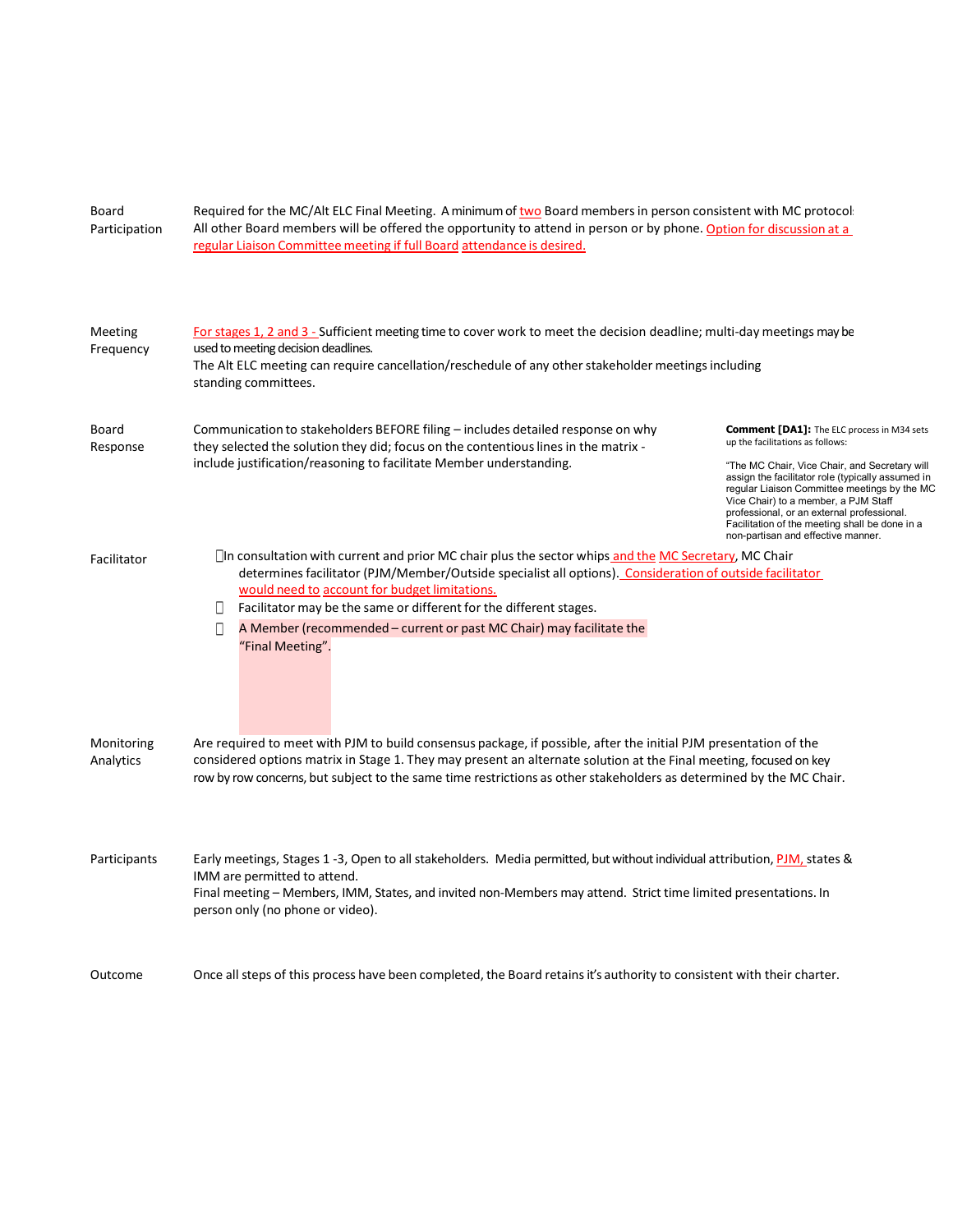| | |
|---|---|
| Board Participation | Required for the MC/Alt ELC Final Meeting. A minimum of two Board members in person consistent with MC protocol. All other Board members will be offered the opportunity to attend in person or by phone. Option for discussion at a regular Liaison Committee meeting if full Board attendance is desired. |
| Meeting Frequency | For stages 1, 2 and 3 - Sufficient meeting time to cover work to meet the decision deadline; multi-day meetings may be used to meeting decision deadlines.<br>The Alt ELC meeting can require cancellation/reschedule of any other stakeholder meetings including standing committees. |
| Board Response | Communication to stakeholders BEFORE filing – includes detailed response on why they selected the solution they did; focus on the contentious lines in the matrix - include justification/reasoning to facilitate Member understanding. |
| Facilitator | - In consultation with current and prior MC chair plus the sector whips and the MC Secretary, MC Chair determines facilitator (PJM/Member/Outside specialist all options). Consideration of outside facilitator would need to account for budget limitations.<br>- Facilitator may be the same or different for the different stages.<br>- A Member (recommended – current or past MC Chair) may facilitate the "Final Meeting". |
| Monitoring Analytics | Are required to meet with PJM to build consensus package, if possible, after the initial PJM presentation of the considered options matrix in Stage 1. They may present an alternate solution at the Final meeting, focused on key row by row concerns, but subject to the same time restrictions as other stakeholders as determined by the MC Chair. |
| Participants | Early meetings, Stages 1 -3, Open to all stakeholders. Media permitted, but without individual attribution, PJM, states & IMM are permitted to attend.<br>Final meeting – Members, IMM, States, and invited non-Members may attend. Strict time limited presentations. In person only (no phone or video). |
| Outcome | Once all steps of this process have been completed, the Board retains it's authority to consistent with their charter. |

**Comment [DA1]:** The ELC process in M34 sets up the facilitations as follows:

"The MC Chair, Vice Chair, and Secretary will assign the facilitator role (typically assumed in regular Liaison Committee meetings by the MC Vice Chair) to a member, a PJM Staff professional, or an external professional. Facilitation of the meeting shall be done in a non-partisan and effective manner.